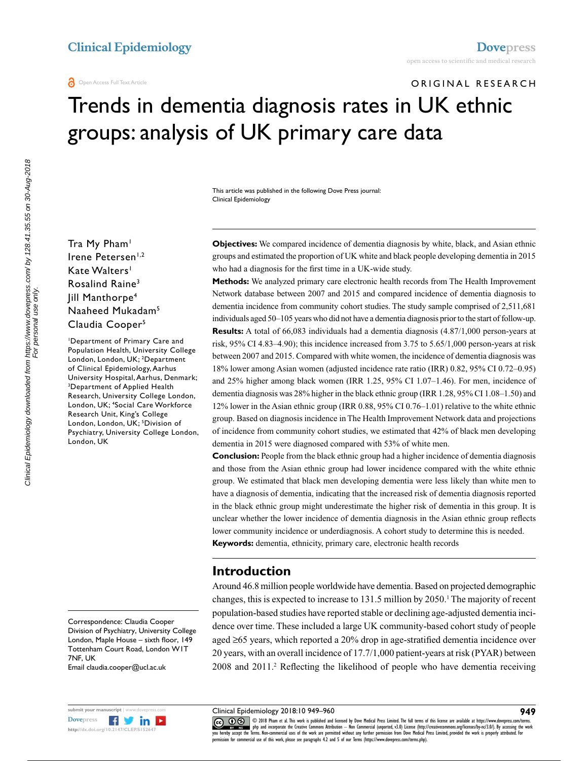# Trends in dementia diagnosis rates in UK ethnic groups: analysis of UK primary care data

ORIGINAL RESEARCH

This article was published in the following Dove Press journal: Clinical Epidemiology

Tra My Pham[1]
Irene Petersen[1,2]
Kate Walters[1]
Rosalind Raine[3]
Jill Manthorpe[4]
Naaheed Mukadam[5]
Claudia Cooper[5]

[1]Department of Primary Care and Population Health, University College London, London, UK; [2]Department of Clinical Epidemiology, Aarhus University Hospital, Aarhus, Denmark; [3]Department of Applied Health Research, University College London, London, UK; [4]Social Care Workforce Research Unit, King's College London, London, UK; [5]Division of Psychiatry, University College London, London, UK

Correspondence: Claudia Cooper
Division of Psychiatry, University College London, Maple House – sixth floor, 149 Tottenham Court Road, London W1T 7NF, UK
Email claudia.cooper@ucl.ac.uk

**Objectives:** We compared incidence of dementia diagnosis by white, black, and Asian ethnic groups and estimated the proportion of UK white and black people developing dementia in 2015 who had a diagnosis for the first time in a UK-wide study.

**Methods:** We analyzed primary care electronic health records from The Health Improvement Network database between 2007 and 2015 and compared incidence of dementia diagnosis to dementia incidence from community cohort studies. The study sample comprised of 2,511,681 individuals aged 50–105 years who did not have a dementia diagnosis prior to the start of follow-up.

**Results:** A total of 66,083 individuals had a dementia diagnosis (4.87/1,000 person-years at risk, 95% CI 4.83–4.90); this incidence increased from 3.75 to 5.65/1,000 person-years at risk between 2007 and 2015. Compared with white women, the incidence of dementia diagnosis was 18% lower among Asian women (adjusted incidence rate ratio (IRR) 0.82, 95% CI 0.72–0.95) and 25% higher among black women (IRR 1.25, 95% CI 1.07–1.46). For men, incidence of dementia diagnosis was 28% higher in the black ethnic group (IRR 1.28, 95% CI 1.08–1.50) and 12% lower in the Asian ethnic group (IRR 0.88, 95% CI 0.76–1.01) relative to the white ethnic group. Based on diagnosis incidence in The Health Improvement Network data and projections of incidence from community cohort studies, we estimated that 42% of black men developing dementia in 2015 were diagnosed compared with 53% of white men.

**Conclusion:** People from the black ethnic group had a higher incidence of dementia diagnosis and those from the Asian ethnic group had lower incidence compared with the white ethnic group. We estimated that black men developing dementia were less likely than white men to have a diagnosis of dementia, indicating that the increased risk of dementia diagnosis reported in the black ethnic group might underestimate the higher risk of dementia in this group. It is unclear whether the lower incidence of dementia diagnosis in the Asian ethnic group reflects lower community incidence or underdiagnosis. A cohort study to determine this is needed.

**Keywords:** dementia, ethnicity, primary care, electronic health records

## Introduction

Around 46.8 million people worldwide have dementia. Based on projected demographic changes, this is expected to increase to 131.5 million by 2050.[1] The majority of recent population-based studies have reported stable or declining age-adjusted dementia incidence over time. These included a large UK community-based cohort study of people aged ≥65 years, which reported a 20% drop in age-stratified dementia incidence over 20 years, with an overall incidence of 17.7/1,000 patient-years at risk (PYAR) between 2008 and 2011.[2] Reflecting the likelihood of people who have dementia receiving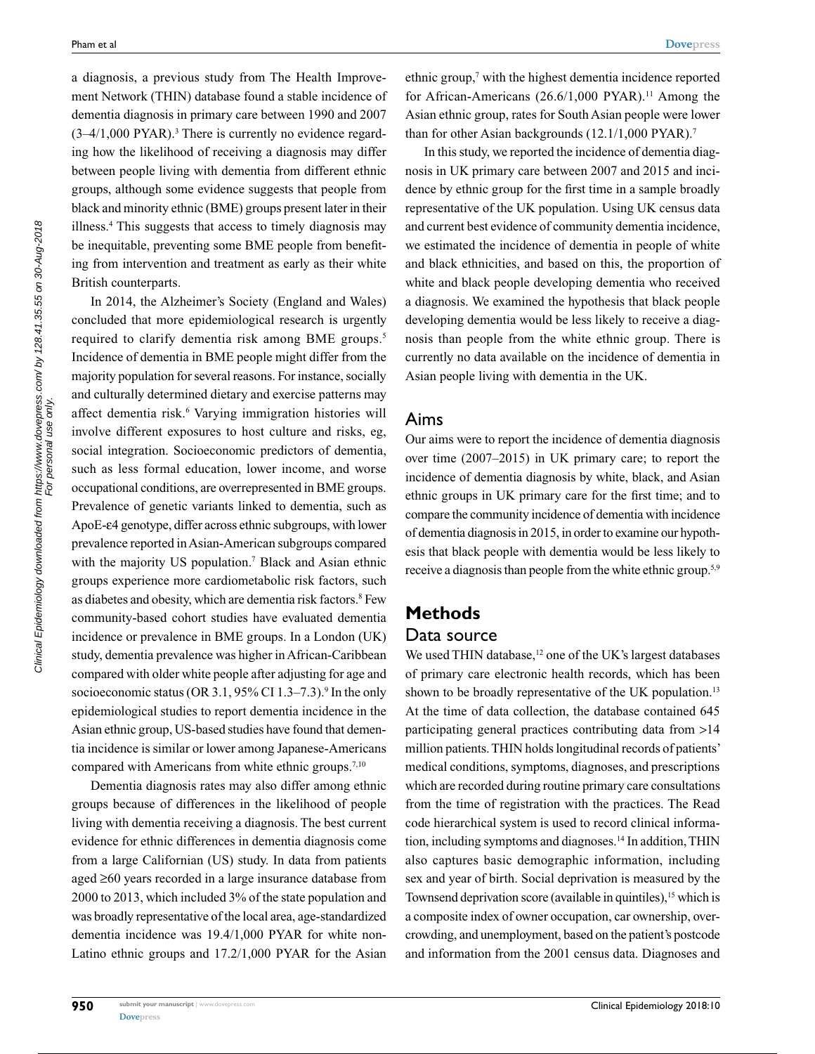a diagnosis, a previous study from The Health Improvement Network (THIN) database found a stable incidence of dementia diagnosis in primary care between 1990 and 2007 (3–4/1,000 PYAR).[3] There is currently no evidence regarding how the likelihood of receiving a diagnosis may differ between people living with dementia from different ethnic groups, although some evidence suggests that people from black and minority ethnic (BME) groups present later in their illness.[4] This suggests that access to timely diagnosis may be inequitable, preventing some BME people from benefiting from intervention and treatment as early as their white British counterparts.

In 2014, the Alzheimer's Society (England and Wales) concluded that more epidemiological research is urgently required to clarify dementia risk among BME groups.[5] Incidence of dementia in BME people might differ from the majority population for several reasons. For instance, socially and culturally determined dietary and exercise patterns may affect dementia risk.[6] Varying immigration histories will involve different exposures to host culture and risks, eg, social integration. Socioeconomic predictors of dementia, such as less formal education, lower income, and worse occupational conditions, are overrepresented in BME groups. Prevalence of genetic variants linked to dementia, such as ApoE-ε4 genotype, differ across ethnic subgroups, with lower prevalence reported in Asian-American subgroups compared with the majority US population.[7] Black and Asian ethnic groups experience more cardiometabolic risk factors, such as diabetes and obesity, which are dementia risk factors.[8] Few community-based cohort studies have evaluated dementia incidence or prevalence in BME groups. In a London (UK) study, dementia prevalence was higher in African-Caribbean compared with older white people after adjusting for age and socioeconomic status (OR 3.1, 95% CI 1.3–7.3).[9] In the only epidemiological studies to report dementia incidence in the Asian ethnic group, US-based studies have found that dementia incidence is similar or lower among Japanese-Americans compared with Americans from white ethnic groups.[7,10]

Dementia diagnosis rates may also differ among ethnic groups because of differences in the likelihood of people living with dementia receiving a diagnosis. The best current evidence for ethnic differences in dementia diagnosis come from a large Californian (US) study. In data from patients aged ≥60 years recorded in a large insurance database from 2000 to 2013, which included 3% of the state population and was broadly representative of the local area, age-standardized dementia incidence was 19.4/1,000 PYAR for white non-Latino ethnic groups and 17.2/1,000 PYAR for the Asian ethnic group,[7] with the highest dementia incidence reported for African-Americans (26.6/1,000 PYAR).[11] Among the Asian ethnic group, rates for South Asian people were lower than for other Asian backgrounds (12.1/1,000 PYAR).[7]

In this study, we reported the incidence of dementia diagnosis in UK primary care between 2007 and 2015 and incidence by ethnic group for the first time in a sample broadly representative of the UK population. Using UK census data and current best evidence of community dementia incidence, we estimated the incidence of dementia in people of white and black ethnicities, and based on this, the proportion of white and black people developing dementia who received a diagnosis. We examined the hypothesis that black people developing dementia would be less likely to receive a diagnosis than people from the white ethnic group. There is currently no data available on the incidence of dementia in Asian people living with dementia in the UK.

## Aims

Our aims were to report the incidence of dementia diagnosis over time (2007–2015) in UK primary care; to report the incidence of dementia diagnosis by white, black, and Asian ethnic groups in UK primary care for the first time; and to compare the community incidence of dementia with incidence of dementia diagnosis in 2015, in order to examine our hypothesis that black people with dementia would be less likely to receive a diagnosis than people from the white ethnic group.[5,9]

# Methods

## Data source

We used THIN database,[12] one of the UK's largest databases of primary care electronic health records, which has been shown to be broadly representative of the UK population.[13] At the time of data collection, the database contained 645 participating general practices contributing data from >14 million patients. THIN holds longitudinal records of patients' medical conditions, symptoms, diagnoses, and prescriptions which are recorded during routine primary care consultations from the time of registration with the practices. The Read code hierarchical system is used to record clinical information, including symptoms and diagnoses.[14] In addition, THIN also captures basic demographic information, including sex and year of birth. Social deprivation is measured by the Townsend deprivation score (available in quintiles),[15] which is a composite index of owner occupation, car ownership, overcrowding, and unemployment, based on the patient's postcode and information from the 2001 census data. Diagnoses and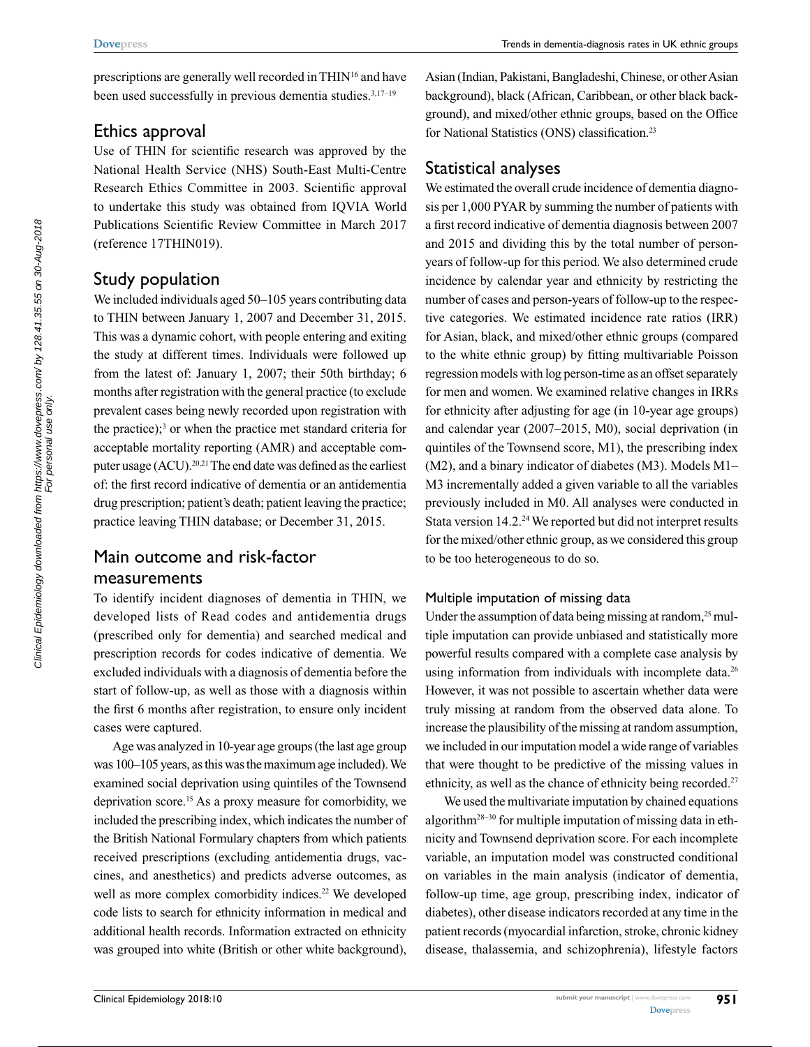prescriptions are generally well recorded in THIN[16] and have been used successfully in previous dementia studies.[3,17–19]

## Ethics approval

Use of THIN for scientific research was approved by the National Health Service (NHS) South-East Multi-Centre Research Ethics Committee in 2003. Scientific approval to undertake this study was obtained from IQVIA World Publications Scientific Review Committee in March 2017 (reference 17THIN019).

## Study population

We included individuals aged 50–105 years contributing data to THIN between January 1, 2007 and December 31, 2015. This was a dynamic cohort, with people entering and exiting the study at different times. Individuals were followed up from the latest of: January 1, 2007; their 50th birthday; 6 months after registration with the general practice (to exclude prevalent cases being newly recorded upon registration with the practice);[3] or when the practice met standard criteria for acceptable mortality reporting (AMR) and acceptable computer usage (ACU).[20,21] The end date was defined as the earliest of: the first record indicative of dementia or an antidementia drug prescription; patient's death; patient leaving the practice; practice leaving THIN database; or December 31, 2015.

## Main outcome and risk-factor measurements

To identify incident diagnoses of dementia in THIN, we developed lists of Read codes and antidementia drugs (prescribed only for dementia) and searched medical and prescription records for codes indicative of dementia. We excluded individuals with a diagnosis of dementia before the start of follow-up, as well as those with a diagnosis within the first 6 months after registration, to ensure only incident cases were captured.

Age was analyzed in 10-year age groups (the last age group was 100–105 years, as this was the maximum age included). We examined social deprivation using quintiles of the Townsend deprivation score.[15] As a proxy measure for comorbidity, we included the prescribing index, which indicates the number of the British National Formulary chapters from which patients received prescriptions (excluding antidementia drugs, vaccines, and anesthetics) and predicts adverse outcomes, as well as more complex comorbidity indices.[22] We developed code lists to search for ethnicity information in medical and additional health records. Information extracted on ethnicity was grouped into white (British or other white background), Asian (Indian, Pakistani, Bangladeshi, Chinese, or other Asian background), black (African, Caribbean, or other black background), and mixed/other ethnic groups, based on the Office for National Statistics (ONS) classification.[23]

## Statistical analyses

We estimated the overall crude incidence of dementia diagnosis per 1,000 PYAR by summing the number of patients with a first record indicative of dementia diagnosis between 2007 and 2015 and dividing this by the total number of person-years of follow-up for this period. We also determined crude incidence by calendar year and ethnicity by restricting the number of cases and person-years of follow-up to the respective categories. We estimated incidence rate ratios (IRR) for Asian, black, and mixed/other ethnic groups (compared to the white ethnic group) by fitting multivariable Poisson regression models with log person-time as an offset separately for men and women. We examined relative changes in IRRs for ethnicity after adjusting for age (in 10-year age groups) and calendar year (2007–2015, M0), social deprivation (in quintiles of the Townsend score, M1), the prescribing index (M2), and a binary indicator of diabetes (M3). Models M1–M3 incrementally added a given variable to all the variables previously included in M0. All analyses were conducted in Stata version 14.2.[24] We reported but did not interpret results for the mixed/other ethnic group, as we considered this group to be too heterogeneous to do so.

### Multiple imputation of missing data

Under the assumption of data being missing at random,[25] multiple imputation can provide unbiased and statistically more powerful results compared with a complete case analysis by using information from individuals with incomplete data.[26] However, it was not possible to ascertain whether data were truly missing at random from the observed data alone. To increase the plausibility of the missing at random assumption, we included in our imputation model a wide range of variables that were thought to be predictive of the missing values in ethnicity, as well as the chance of ethnicity being recorded.[27]

We used the multivariate imputation by chained equations algorithm[28–30] for multiple imputation of missing data in ethnicity and Townsend deprivation score. For each incomplete variable, an imputation model was constructed conditional on variables in the main analysis (indicator of dementia, follow-up time, age group, prescribing index, indicator of diabetes), other disease indicators recorded at any time in the patient records (myocardial infarction, stroke, chronic kidney disease, thalassemia, and schizophrenia), lifestyle factors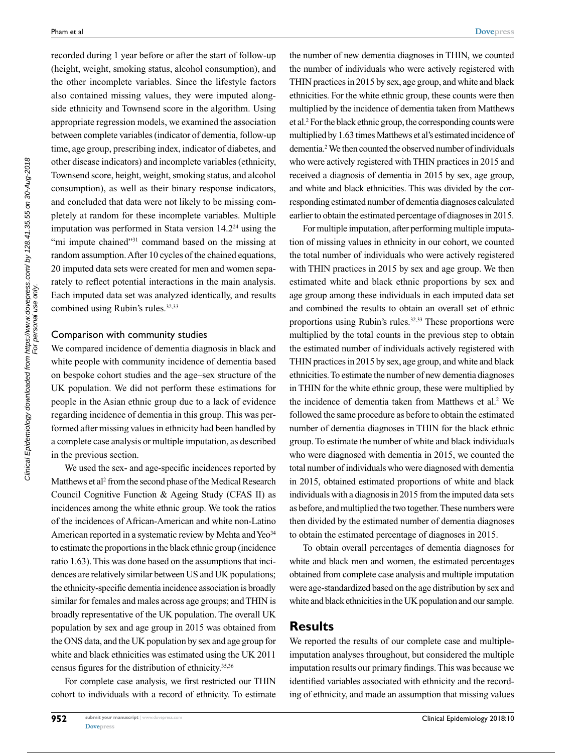recorded during 1 year before or after the start of follow-up (height, weight, smoking status, alcohol consumption), and the other incomplete variables. Since the lifestyle factors also contained missing values, they were imputed alongside ethnicity and Townsend score in the algorithm. Using appropriate regression models, we examined the association between complete variables (indicator of dementia, follow-up time, age group, prescribing index, indicator of diabetes, and other disease indicators) and incomplete variables (ethnicity, Townsend score, height, weight, smoking status, and alcohol consumption), as well as their binary response indicators, and concluded that data were not likely to be missing completely at random for these incomplete variables. Multiple imputation was performed in Stata version 14.2[24] using the "mi impute chained"[31] command based on the missing at random assumption. After 10 cycles of the chained equations, 20 imputed data sets were created for men and women separately to reflect potential interactions in the main analysis. Each imputed data set was analyzed identically, and results combined using Rubin's rules.[32,33]

### Comparison with community studies

We compared incidence of dementia diagnosis in black and white people with community incidence of dementia based on bespoke cohort studies and the age–sex structure of the UK population. We did not perform these estimations for people in the Asian ethnic group due to a lack of evidence regarding incidence of dementia in this group. This was performed after missing values in ethnicity had been handled by a complete case analysis or multiple imputation, as described in the previous section.

We used the sex- and age-specific incidences reported by Matthews et al[2] from the second phase of the Medical Research Council Cognitive Function & Ageing Study (CFAS II) as incidences among the white ethnic group. We took the ratios of the incidences of African-American and white non-Latino American reported in a systematic review by Mehta and Yeo[34] to estimate the proportions in the black ethnic group (incidence ratio 1.63). This was done based on the assumptions that incidences are relatively similar between US and UK populations; the ethnicity-specific dementia incidence association is broadly similar for females and males across age groups; and THIN is broadly representative of the UK population. The overall UK population by sex and age group in 2015 was obtained from the ONS data, and the UK population by sex and age group for white and black ethnicities was estimated using the UK 2011 census figures for the distribution of ethnicity.[35,36]

For complete case analysis, we first restricted our THIN cohort to individuals with a record of ethnicity. To estimate the number of new dementia diagnoses in THIN, we counted the number of individuals who were actively registered with THIN practices in 2015 by sex, age group, and white and black ethnicities. For the white ethnic group, these counts were then multiplied by the incidence of dementia taken from Matthews et al.[2] For the black ethnic group, the corresponding counts were multiplied by 1.63 times Matthews et al's estimated incidence of dementia.[2] We then counted the observed number of individuals who were actively registered with THIN practices in 2015 and received a diagnosis of dementia in 2015 by sex, age group, and white and black ethnicities. This was divided by the corresponding estimated number of dementia diagnoses calculated earlier to obtain the estimated percentage of diagnoses in 2015.

For multiple imputation, after performing multiple imputation of missing values in ethnicity in our cohort, we counted the total number of individuals who were actively registered with THIN practices in 2015 by sex and age group. We then estimated white and black ethnic proportions by sex and age group among these individuals in each imputed data set and combined the results to obtain an overall set of ethnic proportions using Rubin's rules.[32,33] These proportions were multiplied by the total counts in the previous step to obtain the estimated number of individuals actively registered with THIN practices in 2015 by sex, age group, and white and black ethnicities. To estimate the number of new dementia diagnoses in THIN for the white ethnic group, these were multiplied by the incidence of dementia taken from Matthews et al.[2] We followed the same procedure as before to obtain the estimated number of dementia diagnoses in THIN for the black ethnic group. To estimate the number of white and black individuals who were diagnosed with dementia in 2015, we counted the total number of individuals who were diagnosed with dementia in 2015, obtained estimated proportions of white and black individuals with a diagnosis in 2015 from the imputed data sets as before, and multiplied the two together. These numbers were then divided by the estimated number of dementia diagnoses to obtain the estimated percentage of diagnoses in 2015.

To obtain overall percentages of dementia diagnoses for white and black men and women, the estimated percentages obtained from complete case analysis and multiple imputation were age-standardized based on the age distribution by sex and white and black ethnicities in the UK population and our sample.

## Results

We reported the results of our complete case and multiple-imputation analyses throughout, but considered the multiple imputation results our primary findings. This was because we identified variables associated with ethnicity and the recording of ethnicity, and made an assumption that missing values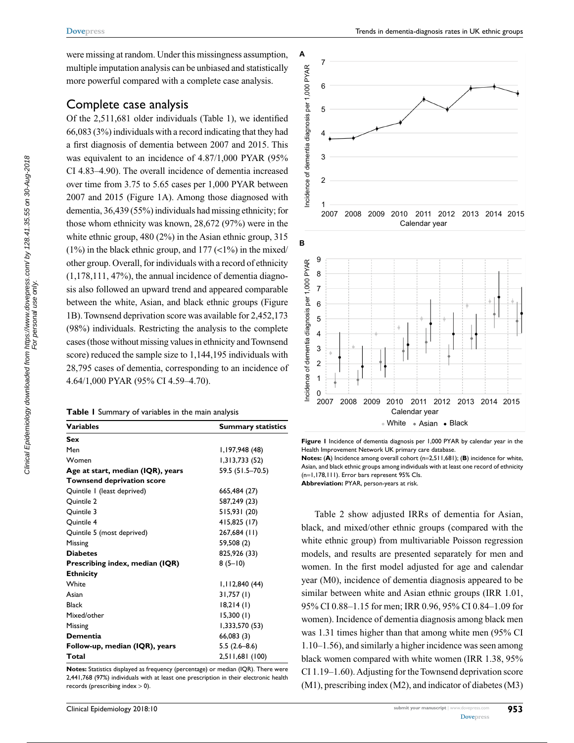were missing at random. Under this missingness assumption, multiple imputation analysis can be unbiased and statistically more powerful compared with a complete case analysis.

## Complete case analysis

Of the 2,511,681 older individuals (Table 1), we identified 66,083 (3%) individuals with a record indicating that they had a first diagnosis of dementia between 2007 and 2015. This was equivalent to an incidence of 4.87/1,000 PYAR (95% CI 4.83–4.90). The overall incidence of dementia increased over time from 3.75 to 5.65 cases per 1,000 PYAR between 2007 and 2015 (Figure 1A). Among those diagnosed with dementia, 36,439 (55%) individuals had missing ethnicity; for those whom ethnicity was known, 28,672 (97%) were in the white ethnic group, 480 (2%) in the Asian ethnic group, 315 (1%) in the black ethnic group, and 177 (<1%) in the mixed/other group. Overall, for individuals with a record of ethnicity (1,178,111, 47%), the annual incidence of dementia diagnosis also followed an upward trend and appeared comparable between the white, Asian, and black ethnic groups (Figure 1B). Townsend deprivation score was available for 2,452,173 (98%) individuals. Restricting the analysis to the complete cases (those without missing values in ethnicity and Townsend score) reduced the sample size to 1,144,195 individuals with 28,795 cases of dementia, corresponding to an incidence of 4.64/1,000 PYAR (95% CI 4.59–4.70).

**Table 1** Summary of variables in the main analysis

| Variables | Summary statistics |
|---|---|
| **Sex** | |
| Men | 1,197,948 (48) |
| Women | 1,313,733 (52) |
| **Age at start, median (IQR), years** | 59.5 (51.5–70.5) |
| **Townsend deprivation score** | |
| Quintile 1 (least deprived) | 665,484 (27) |
| Quintile 2 | 587,249 (23) |
| Quintile 3 | 515,931 (20) |
| Quintile 4 | 415,825 (17) |
| Quintile 5 (most deprived) | 267,684 (11) |
| Missing | 59,508 (2) |
| **Diabetes** | 825,926 (33) |
| **Prescribing index, median (IQR)** | 8 (5–10) |
| **Ethnicity** | |
| White | 1,112,840 (44) |
| Asian | 31,757 (1) |
| Black | 18,214 (1) |
| Mixed/other | 15,300 (1) |
| Missing | 1,333,570 (53) |
| **Dementia** | 66,083 (3) |
| **Follow-up, median (IQR), years** | 5.5 (2.6–8.6) |
| **Total** | 2,511,681 (100) |

**Notes:** Statistics displayed as frequency (percentage) or median (IQR). There were 2,441,768 (97%) individuals with at least one prescription in their electronic health records (prescribing index > 0).

**Figure 1** Incidence of dementia diagnosis per 1,000 PYAR by calendar year in the Health Improvement Network UK primary care database.
**Notes:** (**A**) Incidence among overall cohort (n=2,511,681); (**B**) incidence for white, Asian, and black ethnic groups among individuals with at least one record of ethnicity (n=1,178,111). Error bars represent 95% CIs.
**Abbreviation:** PYAR, person-years at risk.

Table 2 show adjusted IRRs of dementia for Asian, black, and mixed/other ethnic groups (compared with the white ethnic group) from multivariable Poisson regression models, and results are presented separately for men and women. In the first model adjusted for age and calendar year (M0), incidence of dementia diagnosis appeared to be similar between white and Asian ethnic groups (IRR 1.01, 95% CI 0.88–1.15 for men; IRR 0.96, 95% CI 0.84–1.09 for women). Incidence of dementia diagnosis among black men was 1.31 times higher than that among white men (95% CI 1.10–1.56), and similarly a higher incidence was seen among black women compared with white women (IRR 1.38, 95% CI 1.19–1.60). Adjusting for the Townsend deprivation score (M1), prescribing index (M2), and indicator of diabetes (M3)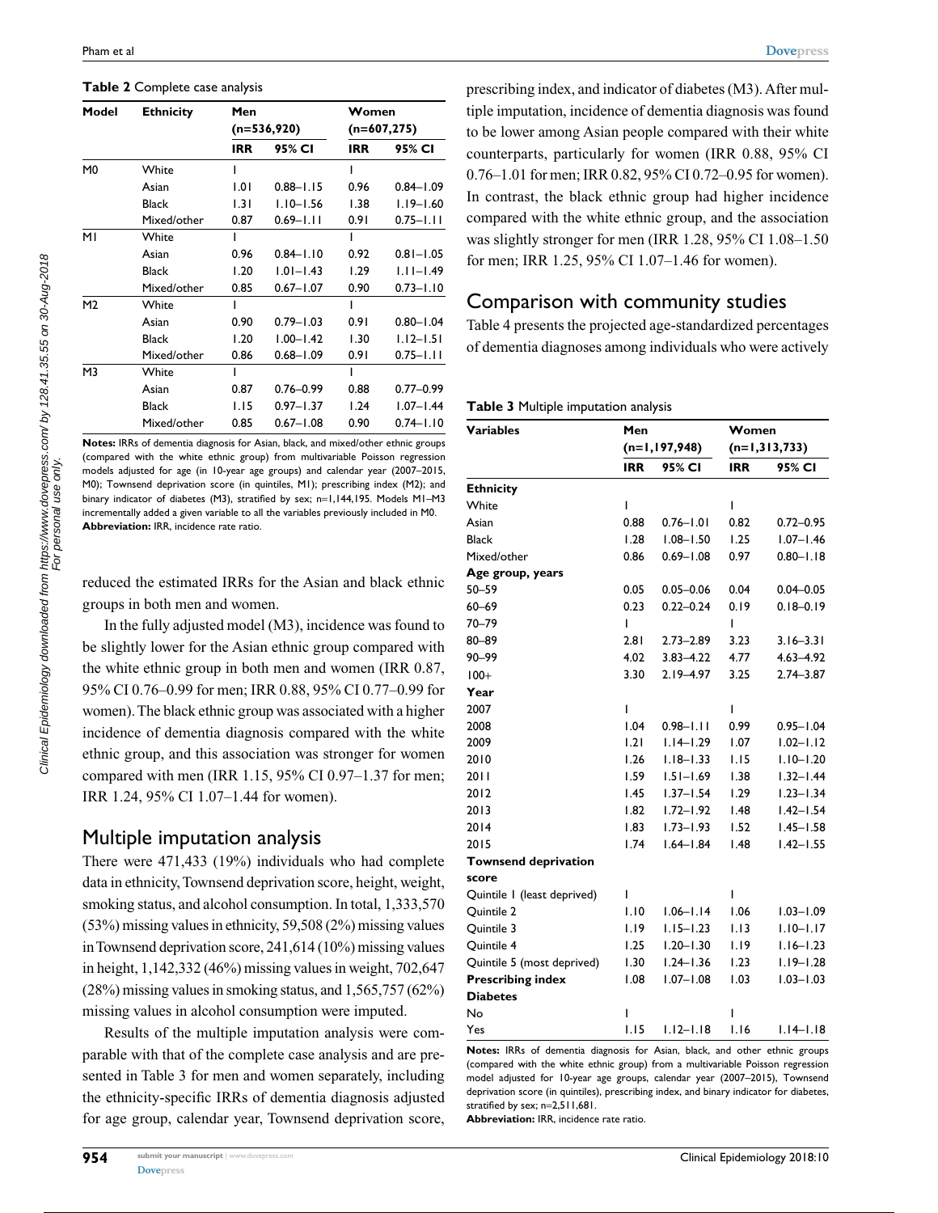**Table 2** Complete case analysis

| Model | Ethnicity | Men (n=536,920) | | Women (n=607,275) | |
|---|---|---|---|---|---|
| | | IRR | 95% CI | IRR | 95% CI |
| M0 | White | 1 | | 1 | |
| | Asian | 1.01 | 0.88–1.15 | 0.96 | 0.84–1.09 |
| | Black | 1.31 | 1.10–1.56 | 1.38 | 1.19–1.60 |
| | Mixed/other | 0.87 | 0.69–1.11 | 0.91 | 0.75–1.11 |
| M1 | White | 1 | | 1 | |
| | Asian | 0.96 | 0.84–1.10 | 0.92 | 0.81–1.05 |
| | Black | 1.20 | 1.01–1.43 | 1.29 | 1.11–1.49 |
| | Mixed/other | 0.85 | 0.67–1.07 | 0.90 | 0.73–1.10 |
| M2 | White | 1 | | 1 | |
| | Asian | 0.90 | 0.79–1.03 | 0.91 | 0.80–1.04 |
| | Black | 1.20 | 1.00–1.42 | 1.30 | 1.12–1.51 |
| | Mixed/other | 0.86 | 0.68–1.09 | 0.91 | 0.75–1.11 |
| M3 | White | 1 | | 1 | |
| | Asian | 0.87 | 0.76–0.99 | 0.88 | 0.77–0.99 |
| | Black | 1.15 | 0.97–1.37 | 1.24 | 1.07–1.44 |
| | Mixed/other | 0.85 | 0.67–1.08 | 0.90 | 0.74–1.10 |

**Notes:** IRRs of dementia diagnosis for Asian, black, and mixed/other ethnic groups (compared with the white ethnic group) from multivariable Poisson regression models adjusted for age (in 10-year age groups) and calendar year (2007–2015, M0); Townsend deprivation score (in quintiles, M1); prescribing index (M2); and binary indicator of diabetes (M3), stratified by sex; n=1,144,195. Models M1–M3 incrementally added a given variable to all the variables previously included in M0.
**Abbreviation:** IRR, incidence rate ratio.

reduced the estimated IRRs for the Asian and black ethnic groups in both men and women.

In the fully adjusted model (M3), incidence was found to be slightly lower for the Asian ethnic group compared with the white ethnic group in both men and women (IRR 0.87, 95% CI 0.76–0.99 for men; IRR 0.88, 95% CI 0.77–0.99 for women). The black ethnic group was associated with a higher incidence of dementia diagnosis compared with the white ethnic group, and this association was stronger for women compared with men (IRR 1.15, 95% CI 0.97–1.37 for men; IRR 1.24, 95% CI 1.07–1.44 for women).

## Multiple imputation analysis

There were 471,433 (19%) individuals who had complete data in ethnicity, Townsend deprivation score, height, weight, smoking status, and alcohol consumption. In total, 1,333,570 (53%) missing values in ethnicity, 59,508 (2%) missing values in Townsend deprivation score, 241,614 (10%) missing values in height, 1,142,332 (46%) missing values in weight, 702,647 (28%) missing values in smoking status, and 1,565,757 (62%) missing values in alcohol consumption were imputed.

Results of the multiple imputation analysis were comparable with that of the complete case analysis and are presented in Table 3 for men and women separately, including the ethnicity-specific IRRs of dementia diagnosis adjusted for age group, calendar year, Townsend deprivation score, prescribing index, and indicator of diabetes (M3). After multiple imputation, incidence of dementia diagnosis was found to be lower among Asian people compared with their white counterparts, particularly for women (IRR 0.88, 95% CI 0.76–1.01 for men; IRR 0.82, 95% CI 0.72–0.95 for women). In contrast, the black ethnic group had higher incidence compared with the white ethnic group, and the association was slightly stronger for men (IRR 1.28, 95% CI 1.08–1.50 for men; IRR 1.25, 95% CI 1.07–1.46 for women).

## Comparison with community studies

Table 4 presents the projected age-standardized percentages of dementia diagnoses among individuals who were actively

**Table 3** Multiple imputation analysis

| Variables | Men (n=1,197,948) | | Women (n=1,313,733) | |
|---|---|---|---|---|
| | IRR | 95% CI | IRR | 95% CI |
| **Ethnicity** | | | | |
| White | 1 | | 1 | |
| Asian | 0.88 | 0.76–1.01 | 0.82 | 0.72–0.95 |
| Black | 1.28 | 1.08–1.50 | 1.25 | 1.07–1.46 |
| Mixed/other | 0.86 | 0.69–1.08 | 0.97 | 0.80–1.18 |
| **Age group, years** | | | | |
| 50–59 | 0.05 | 0.05–0.06 | 0.04 | 0.04–0.05 |
| 60–69 | 0.23 | 0.22–0.24 | 0.19 | 0.18–0.19 |
| 70–79 | 1 | | 1 | |
| 80–89 | 2.81 | 2.73–2.89 | 3.23 | 3.16–3.31 |
| 90–99 | 4.02 | 3.83–4.22 | 4.77 | 4.63–4.92 |
| 100+ | 3.30 | 2.19–4.97 | 3.25 | 2.74–3.87 |
| **Year** | | | | |
| 2007 | 1 | | 1 | |
| 2008 | 1.04 | 0.98–1.11 | 0.99 | 0.95–1.04 |
| 2009 | 1.21 | 1.14–1.29 | 1.07 | 1.02–1.12 |
| 2010 | 1.26 | 1.18–1.33 | 1.15 | 1.10–1.20 |
| 2011 | 1.59 | 1.51–1.69 | 1.38 | 1.32–1.44 |
| 2012 | 1.45 | 1.37–1.54 | 1.29 | 1.23–1.34 |
| 2013 | 1.82 | 1.72–1.92 | 1.48 | 1.42–1.54 |
| 2014 | 1.83 | 1.73–1.93 | 1.52 | 1.45–1.58 |
| 2015 | 1.74 | 1.64–1.84 | 1.48 | 1.42–1.55 |
| **Townsend deprivation score** | | | | |
| Quintile 1 (least deprived) | 1 | | 1 | |
| Quintile 2 | 1.10 | 1.06–1.14 | 1.06 | 1.03–1.09 |
| Quintile 3 | 1.19 | 1.15–1.23 | 1.13 | 1.10–1.17 |
| Quintile 4 | 1.25 | 1.20–1.30 | 1.19 | 1.16–1.23 |
| Quintile 5 (most deprived) | 1.30 | 1.24–1.36 | 1.23 | 1.19–1.28 |
| **Prescribing index** | 1.08 | 1.07–1.08 | 1.03 | 1.03–1.03 |
| **Diabetes** | | | | |
| No | 1 | | 1 | |
| Yes | 1.15 | 1.12–1.18 | 1.16 | 1.14–1.18 |

**Notes:** IRRs of dementia diagnosis for Asian, black, and other ethnic groups (compared with the white ethnic group) from a multivariable Poisson regression model adjusted for 10-year age groups, calendar year (2007–2015), Townsend deprivation score (in quintiles), prescribing index, and binary indicator for diabetes, stratified by sex; n=2,511,681.
**Abbreviation:** IRR, incidence rate ratio.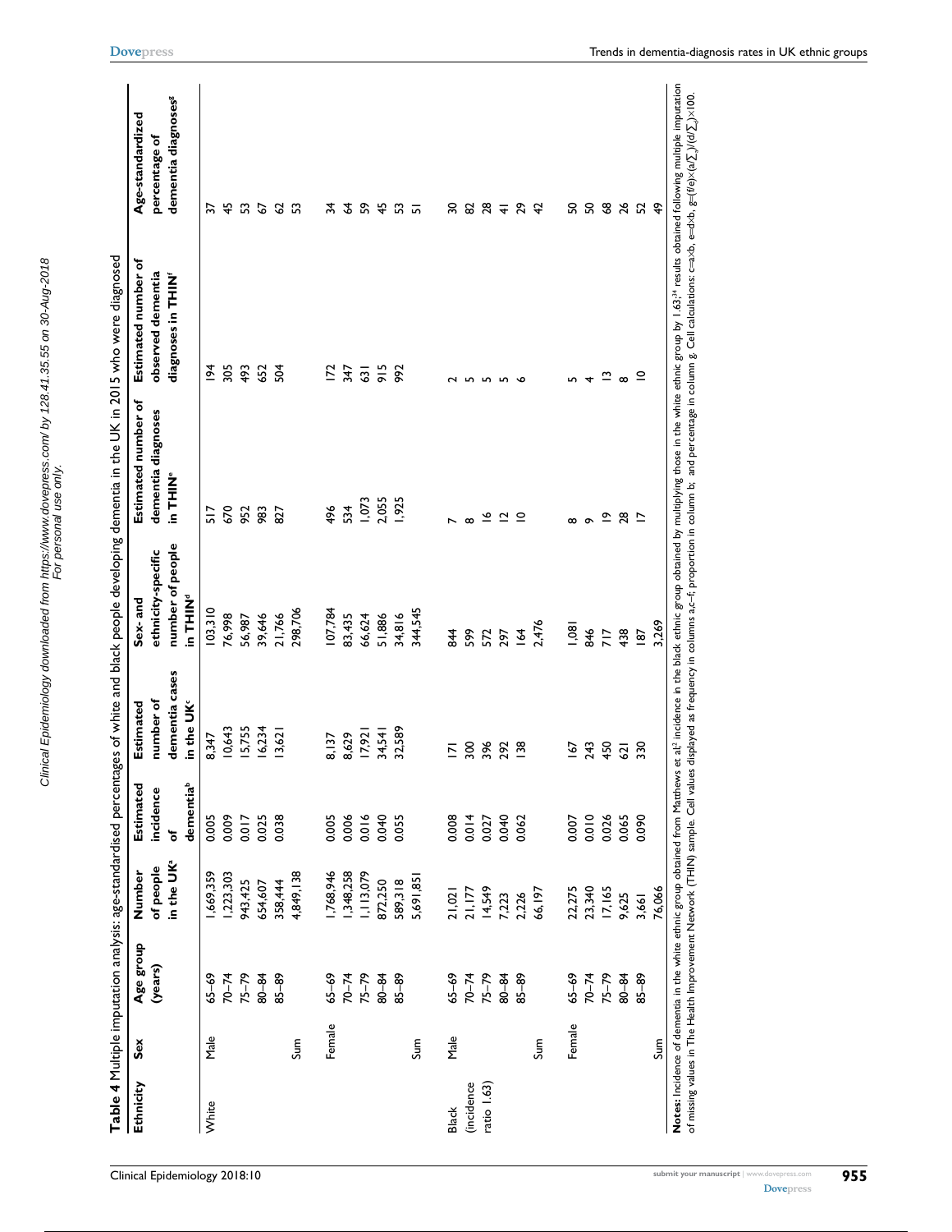**Table 4** Multiple imputation analysis: age-standardised percentages of white and black people developing dementia in the UK in 2015 who were diagnosed

| Ethnicity | Sex | Age group (years) | Number of people in the UK[a] | Estimated incidence of dementia[b] | Estimated number of dementia cases in the UK[c] | Sex- and ethnicity-specific number of people in THIN[d] | Estimated number of dementia diagnoses in THIN[e] | Estimated number of observed dementia diagnoses in THIN[f] | Age-standardized percentage of dementia diagnoses[g] |
|---|---|---|---|---|---|---|---|---|---|
| White | Male | 65–69 | 1,669,359 | 0.005 | 8,347 | 103,310 | 517 | 194 | 37 |
| | | 70–74 | 1,223,303 | 0.009 | 10,643 | 76,998 | 670 | 305 | 45 |
| | | 75–79 | 943,425 | 0.017 | 15,755 | 56,987 | 952 | 493 | 53 |
| | | 80–84 | 654,607 | 0.025 | 16,234 | 39,646 | 983 | 652 | 67 |
| | | 85–89 | 358,444 | 0.038 | 13,621 | 21,766 | 827 | 504 | 62 |
| | Sum | | 4,849,138 | | | 298,706 | | | 53 |
| | Female | 65–69 | 1,768,946 | 0.005 | 8,137 | 107,784 | 496 | 172 | 34 |
| | | 70–74 | 1,348,258 | 0.006 | 8,629 | 83,435 | 534 | 347 | 64 |
| | | 75–79 | 1,113,079 | 0.016 | 17,921 | 66,624 | 1,073 | 631 | 59 |
| | | 80–84 | 872,250 | 0.040 | 34,541 | 51,886 | 2,055 | 915 | 45 |
| | | 85–89 | 589,318 | 0.055 | 32,589 | 34,816 | 1,925 | 992 | 53 |
| | Sum | | 5,691,851 | | | 344,545 | | | 51 |
| Black (incidence ratio 1.63) | Male | 65–69 | 21,021 | 0.008 | 171 | 844 | 7 | 2 | 30 |
| | | 70–74 | 21,177 | 0.014 | 300 | 599 | 8 | 5 | 82 |
| | | 75–79 | 14,549 | 0.027 | 396 | 572 | 16 | 5 | 28 |
| | | 80–84 | 7,223 | 0.040 | 292 | 297 | 12 | 5 | 41 |
| | | 85–89 | 2,226 | 0.062 | 138 | 164 | 10 | 6 | 29 |
| | Sum | | 66,197 | | | 2,476 | | | 42 |
| | Female | 65–69 | 22,275 | 0.007 | 167 | 1,081 | 8 | 5 | 50 |
| | | 70–74 | 23,340 | 0.010 | 243 | 846 | 9 | 4 | 50 |
| | | 75–79 | 17,165 | 0.026 | 450 | 717 | 19 | 13 | 68 |
| | | 80–84 | 9,625 | 0.065 | 621 | 438 | 28 | 8 | 26 |
| | | 85–89 | 3,661 | 0.090 | 330 | 187 | 17 | 10 | 52 |
| | Sum | | 76,066 | | | 3,269 | | | 49 |

**Notes:** Incidence of dementia in the white ethnic group obtained from Matthews et al[2] incidence in the black ethnic group obtained by multiplying those in the white ethnic group by 1.63;[34] results obtained following multiple imputation of missing values in The Health Improvement Network (THIN) sample. Cell values displayed as frequency in columns a,c–f; proportion in column b; and percentage in column g. Cell calculations: c=a×b, e=d×b, g=(f/e)×(a/∑)/(d/∑)×100.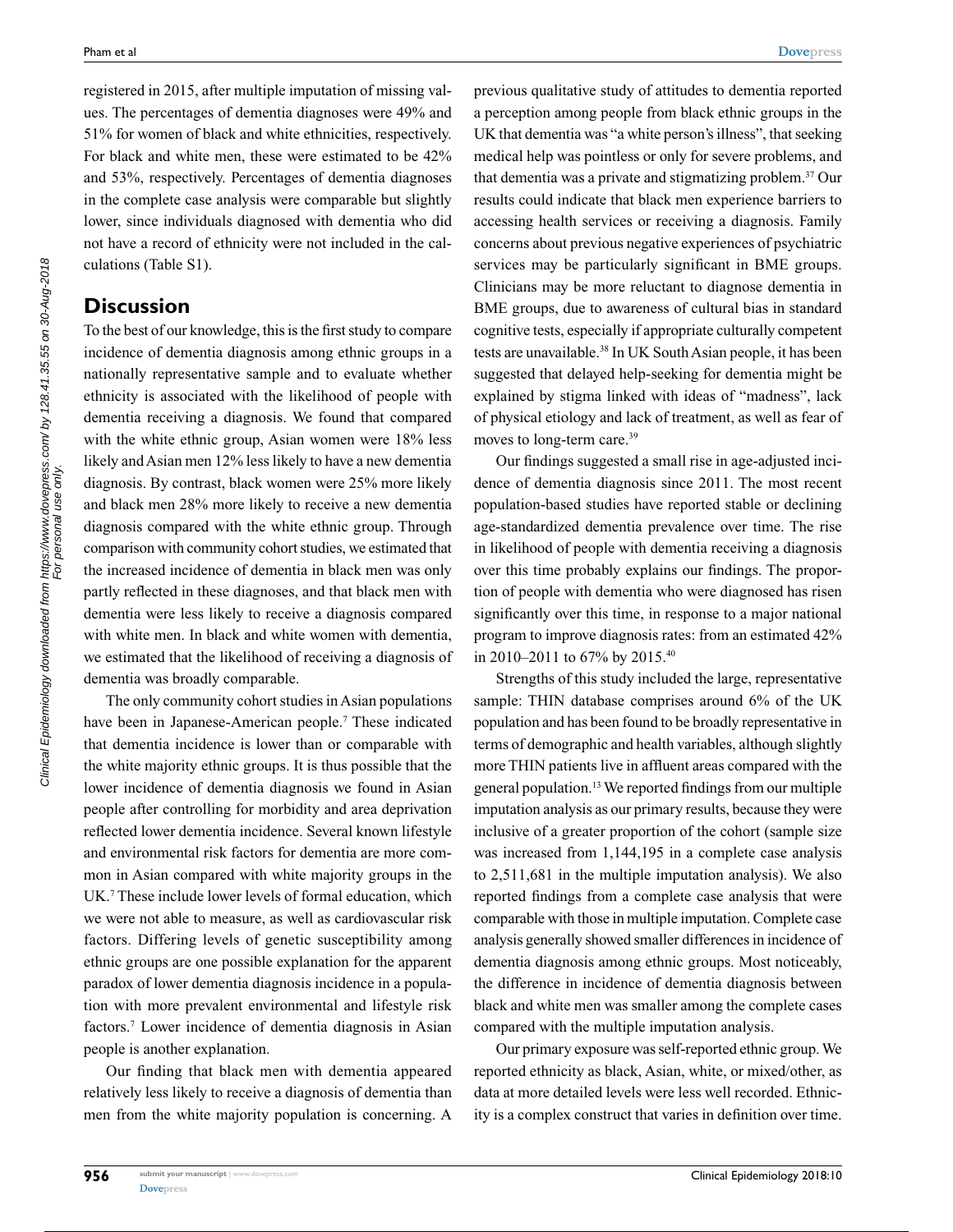registered in 2015, after multiple imputation of missing values. The percentages of dementia diagnoses were 49% and 51% for women of black and white ethnicities, respectively. For black and white men, these were estimated to be 42% and 53%, respectively. Percentages of dementia diagnoses in the complete case analysis were comparable but slightly lower, since individuals diagnosed with dementia who did not have a record of ethnicity were not included in the calculations (Table S1).

## Discussion

To the best of our knowledge, this is the first study to compare incidence of dementia diagnosis among ethnic groups in a nationally representative sample and to evaluate whether ethnicity is associated with the likelihood of people with dementia receiving a diagnosis. We found that compared with the white ethnic group, Asian women were 18% less likely and Asian men 12% less likely to have a new dementia diagnosis. By contrast, black women were 25% more likely and black men 28% more likely to receive a new dementia diagnosis compared with the white ethnic group. Through comparison with community cohort studies, we estimated that the increased incidence of dementia in black men was only partly reflected in these diagnoses, and that black men with dementia were less likely to receive a diagnosis compared with white men. In black and white women with dementia, we estimated that the likelihood of receiving a diagnosis of dementia was broadly comparable.

The only community cohort studies in Asian populations have been in Japanese-American people.[7] These indicated that dementia incidence is lower than or comparable with the white majority ethnic groups. It is thus possible that the lower incidence of dementia diagnosis we found in Asian people after controlling for morbidity and area deprivation reflected lower dementia incidence. Several known lifestyle and environmental risk factors for dementia are more common in Asian compared with white majority groups in the UK.[7] These include lower levels of formal education, which we were not able to measure, as well as cardiovascular risk factors. Differing levels of genetic susceptibility among ethnic groups are one possible explanation for the apparent paradox of lower dementia diagnosis incidence in a population with more prevalent environmental and lifestyle risk factors.[7] Lower incidence of dementia diagnosis in Asian people is another explanation.

Our finding that black men with dementia appeared relatively less likely to receive a diagnosis of dementia than men from the white majority population is concerning. A previous qualitative study of attitudes to dementia reported a perception among people from black ethnic groups in the UK that dementia was "a white person's illness", that seeking medical help was pointless or only for severe problems, and that dementia was a private and stigmatizing problem.[37] Our results could indicate that black men experience barriers to accessing health services or receiving a diagnosis. Family concerns about previous negative experiences of psychiatric services may be particularly significant in BME groups. Clinicians may be more reluctant to diagnose dementia in BME groups, due to awareness of cultural bias in standard cognitive tests, especially if appropriate culturally competent tests are unavailable.[38] In UK South Asian people, it has been suggested that delayed help-seeking for dementia might be explained by stigma linked with ideas of "madness", lack of physical etiology and lack of treatment, as well as fear of moves to long-term care.[39]

Our findings suggested a small rise in age-adjusted incidence of dementia diagnosis since 2011. The most recent population-based studies have reported stable or declining age-standardized dementia prevalence over time. The rise in likelihood of people with dementia receiving a diagnosis over this time probably explains our findings. The proportion of people with dementia who were diagnosed has risen significantly over this time, in response to a major national program to improve diagnosis rates: from an estimated 42% in 2010–2011 to 67% by 2015.[40]

Strengths of this study included the large, representative sample: THIN database comprises around 6% of the UK population and has been found to be broadly representative in terms of demographic and health variables, although slightly more THIN patients live in affluent areas compared with the general population.[13] We reported findings from our multiple imputation analysis as our primary results, because they were inclusive of a greater proportion of the cohort (sample size was increased from 1,144,195 in a complete case analysis to 2,511,681 in the multiple imputation analysis). We also reported findings from a complete case analysis that were comparable with those in multiple imputation. Complete case analysis generally showed smaller differences in incidence of dementia diagnosis among ethnic groups. Most noticeably, the difference in incidence of dementia diagnosis between black and white men was smaller among the complete cases compared with the multiple imputation analysis.

Our primary exposure was self-reported ethnic group. We reported ethnicity as black, Asian, white, or mixed/other, as data at more detailed levels were less well recorded. Ethnicity is a complex construct that varies in definition over time.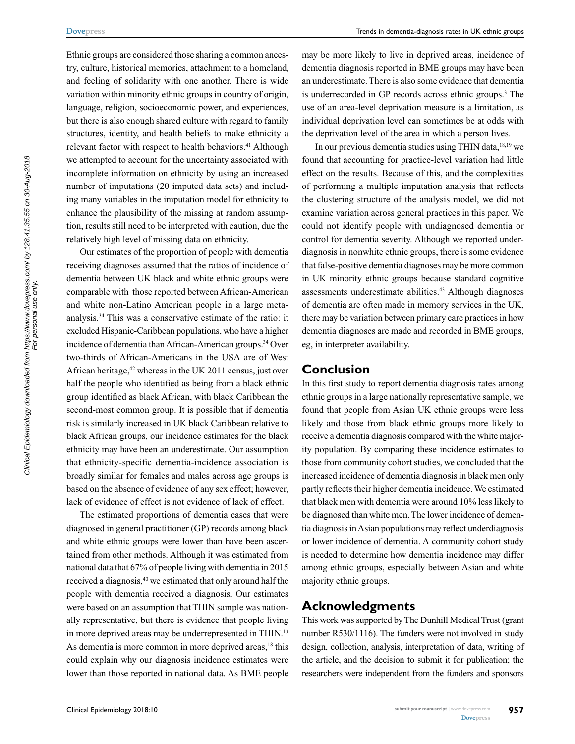Ethnic groups are considered those sharing a common ancestry, culture, historical memories, attachment to a homeland, and feeling of solidarity with one another. There is wide variation within minority ethnic groups in country of origin, language, religion, socioeconomic power, and experiences, but there is also enough shared culture with regard to family structures, identity, and health beliefs to make ethnicity a relevant factor with respect to health behaviors.[41] Although we attempted to account for the uncertainty associated with incomplete information on ethnicity by using an increased number of imputations (20 imputed data sets) and including many variables in the imputation model for ethnicity to enhance the plausibility of the missing at random assumption, results still need to be interpreted with caution, due the relatively high level of missing data on ethnicity.

Our estimates of the proportion of people with dementia receiving diagnoses assumed that the ratios of incidence of dementia between UK black and white ethnic groups were comparable with those reported between African-American and white non-Latino American people in a large meta-analysis.[34] This was a conservative estimate of the ratio: it excluded Hispanic-Caribbean populations, who have a higher incidence of dementia than African-American groups.[34] Over two-thirds of African-Americans in the USA are of West African heritage,[42] whereas in the UK 2011 census, just over half the people who identified as being from a black ethnic group identified as black African, with black Caribbean the second-most common group. It is possible that if dementia risk is similarly increased in UK black Caribbean relative to black African groups, our incidence estimates for the black ethnicity may have been an underestimate. Our assumption that ethnicity-specific dementia-incidence association is broadly similar for females and males across age groups is based on the absence of evidence of any sex effect; however, lack of evidence of effect is not evidence of lack of effect.

The estimated proportions of dementia cases that were diagnosed in general practitioner (GP) records among black and white ethnic groups were lower than have been ascertained from other methods. Although it was estimated from national data that 67% of people living with dementia in 2015 received a diagnosis,[40] we estimated that only around half the people with dementia received a diagnosis. Our estimates were based on an assumption that THIN sample was nationally representative, but there is evidence that people living in more deprived areas may be underrepresented in THIN.[13] As dementia is more common in more deprived areas,[18] this could explain why our diagnosis incidence estimates were lower than those reported in national data. As BME people may be more likely to live in deprived areas, incidence of dementia diagnosis reported in BME groups may have been an underestimate. There is also some evidence that dementia is underrecorded in GP records across ethnic groups.[3] The use of an area-level deprivation measure is a limitation, as individual deprivation level can sometimes be at odds with the deprivation level of the area in which a person lives.

In our previous dementia studies using THIN data,[18,19] we found that accounting for practice-level variation had little effect on the results. Because of this, and the complexities of performing a multiple imputation analysis that reflects the clustering structure of the analysis model, we did not examine variation across general practices in this paper. We could not identify people with undiagnosed dementia or control for dementia severity. Although we reported underdiagnosis in nonwhite ethnic groups, there is some evidence that false-positive dementia diagnoses may be more common in UK minority ethnic groups because standard cognitive assessments underestimate abilities.[43] Although diagnoses of dementia are often made in memory services in the UK, there may be variation between primary care practices in how dementia diagnoses are made and recorded in BME groups, eg, in interpreter availability.

## Conclusion

In this first study to report dementia diagnosis rates among ethnic groups in a large nationally representative sample, we found that people from Asian UK ethnic groups were less likely and those from black ethnic groups more likely to receive a dementia diagnosis compared with the white majority population. By comparing these incidence estimates to those from community cohort studies, we concluded that the increased incidence of dementia diagnosis in black men only partly reflects their higher dementia incidence. We estimated that black men with dementia were around 10% less likely to be diagnosed than white men. The lower incidence of dementia diagnosis in Asian populations may reflect underdiagnosis or lower incidence of dementia. A community cohort study is needed to determine how dementia incidence may differ among ethnic groups, especially between Asian and white majority ethnic groups.

## Acknowledgments

This work was supported by The Dunhill Medical Trust (grant number R530/1116). The funders were not involved in study design, collection, analysis, interpretation of data, writing of the article, and the decision to submit it for publication; the researchers were independent from the funders and sponsors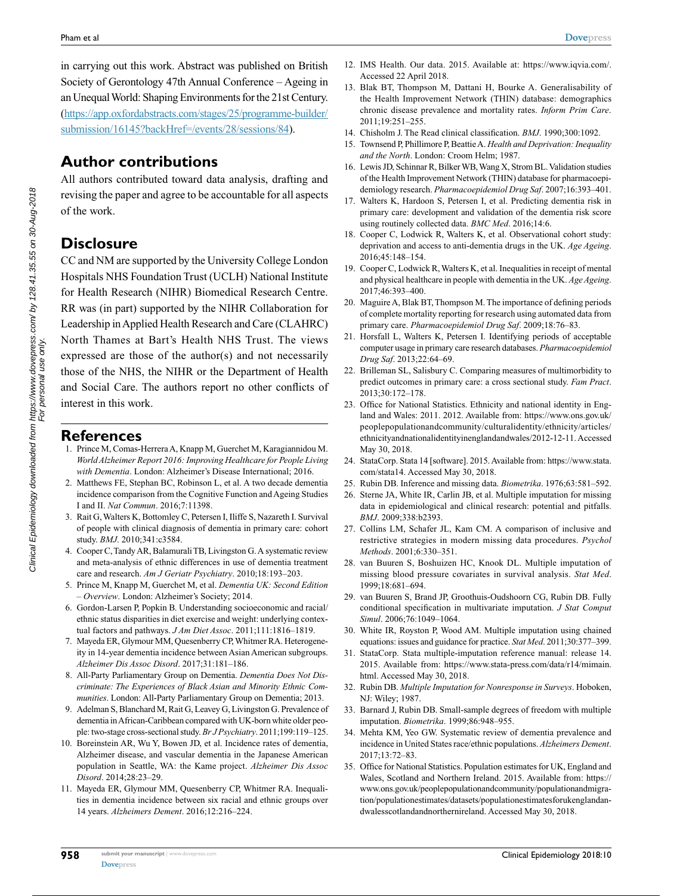in carrying out this work. Abstract was published on British Society of Gerontology 47th Annual Conference – Ageing in an Unequal World: Shaping Environments for the 21st Century. (https://app.oxfordabstracts.com/stages/25/programme-builder/submission/16145?backHref=/events/28/sessions/84).

## Author contributions

All authors contributed toward data analysis, drafting and revising the paper and agree to be accountable for all aspects of the work.

## Disclosure

CC and NM are supported by the University College London Hospitals NHS Foundation Trust (UCLH) National Institute for Health Research (NIHR) Biomedical Research Centre. RR was (in part) supported by the NIHR Collaboration for Leadership in Applied Health Research and Care (CLAHRC) North Thames at Bart's Health NHS Trust. The views expressed are those of the author(s) and not necessarily those of the NHS, the NIHR or the Department of Health and Social Care. The authors report no other conflicts of interest in this work.

## References

1. Prince M, Comas-Herrera A, Knapp M, Guerchet M, Karagiannidou M. *World Alzheimer Report 2016: Improving Healthcare for People Living with Dementia*. London: Alzheimer's Disease International; 2016.
2. Matthews FE, Stephan BC, Robinson L, et al. A two decade dementia incidence comparison from the Cognitive Function and Ageing Studies I and II. *Nat Commun*. 2016;7:11398.
3. Rait G, Walters K, Bottomley C, Petersen I, Iliffe S, Nazareth I. Survival of people with clinical diagnosis of dementia in primary care: cohort study. *BMJ*. 2010;341:c3584.
4. Cooper C, Tandy AR, Balamurali TB, Livingston G. A systematic review and meta-analysis of ethnic differences in use of dementia treatment care and research. *Am J Geriatr Psychiatry*. 2010;18:193–203.
5. Prince M, Knapp M, Guerchet M, et al. *Dementia UK: Second Edition – Overview*. London: Alzheimer's Society; 2014.
6. Gordon-Larsen P, Popkin B. Understanding socioeconomic and racial/ethnic status disparities in diet exercise and weight: underlying contextual factors and pathways. *J Am Diet Assoc*. 2011;111:1816–1819.
7. Mayeda ER, Glymour MM, Quesenberry CP, Whitmer RA. Heterogeneity in 14-year dementia incidence between Asian American subgroups. *Alzheimer Dis Assoc Disord*. 2017;31:181–186.
8. All-Party Parliamentary Group on Dementia. *Dementia Does Not Discriminate: The Experiences of Black Asian and Minority Ethnic Communities*. London: All-Party Parliamentary Group on Dementia; 2013.
9. Adelman S, Blanchard M, Rait G, Leavey G, Livingston G. Prevalence of dementia in African-Caribbean compared with UK-born white older people: two-stage cross-sectional study. *Br J Psychiatry*. 2011;199:119–125.
10. Boreinstein AR, Wu Y, Bowen JD, et al. Incidence rates of dementia, Alzheimer disease, and vascular dementia in the Japanese American population in Seattle, WA: the Kame project. *Alzheimer Dis Assoc Disord*. 2014;28:23–29.
11. Mayeda ER, Glymour MM, Quesenberry CP, Whitmer RA. Inequalities in dementia incidence between six racial and ethnic groups over 14 years. *Alzheimers Dement*. 2016;12:216–224.
12. IMS Health. Our data. 2015. Available at: https://www.iqvia.com/. Accessed 22 April 2018.
13. Blak BT, Thompson M, Dattani H, Bourke A. Generalisability of the Health Improvement Network (THIN) database: demographics chronic disease prevalence and mortality rates. *Inform Prim Care*. 2011;19:251–255.
14. Chisholm J. The Read clinical classification. *BMJ*. 1990;300:1092.
15. Townsend P, Phillimore P, Beattie A. *Health and Deprivation: Inequality and the North*. London: Croom Helm; 1987.
16. Lewis JD, Schinnar R, Bilker WB, Wang X, Strom BL. Validation studies of the Health Improvement Network (THIN) database for pharmacoepidemiology research. *Pharmacoepidemiol Drug Saf*. 2007;16:393–401.
17. Walters K, Hardoon S, Petersen I, et al. Predicting dementia risk in primary care: development and validation of the dementia risk score using routinely collected data. *BMC Med*. 2016;14:6.
18. Cooper C, Lodwick R, Walters K, et al. Observational cohort study: deprivation and access to anti-dementia drugs in the UK. *Age Ageing*. 2016;45:148–154.
19. Cooper C, Lodwick R, Walters K, et al. Inequalities in receipt of mental and physical healthcare in people with dementia in the UK. *Age Ageing*. 2017;46:393–400.
20. Maguire A, Blak BT, Thompson M. The importance of defining periods of complete mortality reporting for research using automated data from primary care. *Pharmacoepidemiol Drug Saf*. 2009;18:76–83.
21. Horsfall L, Walters K, Petersen I. Identifying periods of acceptable computer usage in primary care research databases. *Pharmacoepidemiol Drug Saf*. 2013;22:64–69.
22. Brilleman SL, Salisbury C. Comparing measures of multimorbidity to predict outcomes in primary care: a cross sectional study. *Fam Pract*. 2013;30:172–178.
23. Office for National Statistics. Ethnicity and national identity in England and Wales: 2011. 2012. Available from: https://www.ons.gov.uk/peoplepopulationandcommunity/culturalidentity/ethnicity/articles/ethnicityandnationalidentityinenglandandwales/2012-12-11. Accessed May 30, 2018.
24. StataCorp. Stata 14 [software]. 2015. Available from: https://www.stata.com/stata14. Accessed May 30, 2018.
25. Rubin DB. Inference and missing data. *Biometrika*. 1976;63:581–592.
26. Sterne JA, White IR, Carlin JB, et al. Multiple imputation for missing data in epidemiological and clinical research: potential and pitfalls. *BMJ*. 2009;338:b2393.
27. Collins LM, Schafer JL, Kam CM. A comparison of inclusive and restrictive strategies in modern missing data procedures. *Psychol Methods*. 2001;6:330–351.
28. van Buuren S, Boshuizen HC, Knook DL. Multiple imputation of missing blood pressure covariates in survival analysis. *Stat Med*. 1999;18:681–694.
29. van Buuren S, Brand JP, Groothuis-Oudshoorn CG, Rubin DB. Fully conditional specification in multivariate imputation. *J Stat Comput Simul*. 2006;76:1049–1064.
30. White IR, Royston P, Wood AM. Multiple imputation using chained equations: issues and guidance for practice. *Stat Med*. 2011;30:377–399.
31. StataCorp. Stata multiple-imputation reference manual: release 14. 2015. Available from: https://www.stata-press.com/data/r14/mimain.html. Accessed May 30, 2018.
32. Rubin DB. *Multiple Imputation for Nonresponse in Surveys*. Hoboken, NJ: Wiley; 1987.
33. Barnard J, Rubin DB. Small-sample degrees of freedom with multiple imputation. *Biometrika*. 1999;86:948–955.
34. Mehta KM, Yeo GW. Systematic review of dementia prevalence and incidence in United States race/ethnic populations. *Alzheimers Dement*. 2017;13:72–83.
35. Office for National Statistics. Population estimates for UK, England and Wales, Scotland and Northern Ireland. 2015. Available from: https://www.ons.gov.uk/peoplepopulationandcommunity/populationandmigration/populationestimates/datasets/populationestimatesforukenglandandwalesscotlandandnorthernireland. Accessed May 30, 2018.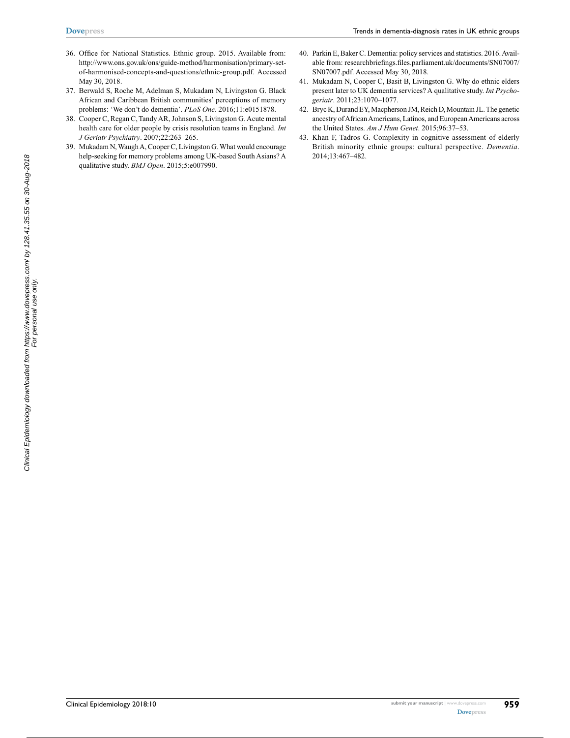36. Office for National Statistics. Ethnic group. 2015. Available from: http://www.ons.gov.uk/ons/guide-method/harmonisation/primary-set-of-harmonised-concepts-and-questions/ethnic-group.pdf. Accessed May 30, 2018.
37. Berwald S, Roche M, Adelman S, Mukadam N, Livingston G. Black African and Caribbean British communities' perceptions of memory problems: 'We don't do dementia'. *PLoS One*. 2016;11:e0151878.
38. Cooper C, Regan C, Tandy AR, Johnson S, Livingston G. Acute mental health care for older people by crisis resolution teams in England. *Int J Geriatr Psychiatry*. 2007;22:263–265.
39. Mukadam N, Waugh A, Cooper C, Livingston G. What would encourage help-seeking for memory problems among UK-based South Asians? A qualitative study. *BMJ Open*. 2015;5:e007990.
40. Parkin E, Baker C. Dementia: policy services and statistics. 2016. Available from: researchbriefings.files.parliament.uk/documents/SN07007/SN07007.pdf. Accessed May 30, 2018.
41. Mukadam N, Cooper C, Basit B, Livingston G. Why do ethnic elders present later to UK dementia services? A qualitative study. *Int Psychogeriatr*. 2011;23:1070–1077.
42. Bryc K, Durand EY, Macpherson JM, Reich D, Mountain JL. The genetic ancestry of African Americans, Latinos, and European Americans across the United States. *Am J Hum Genet*. 2015;96:37–53.
43. Khan F, Tadros G. Complexity in cognitive assessment of elderly British minority ethnic groups: cultural perspective. *Dementia*. 2014;13:467–482.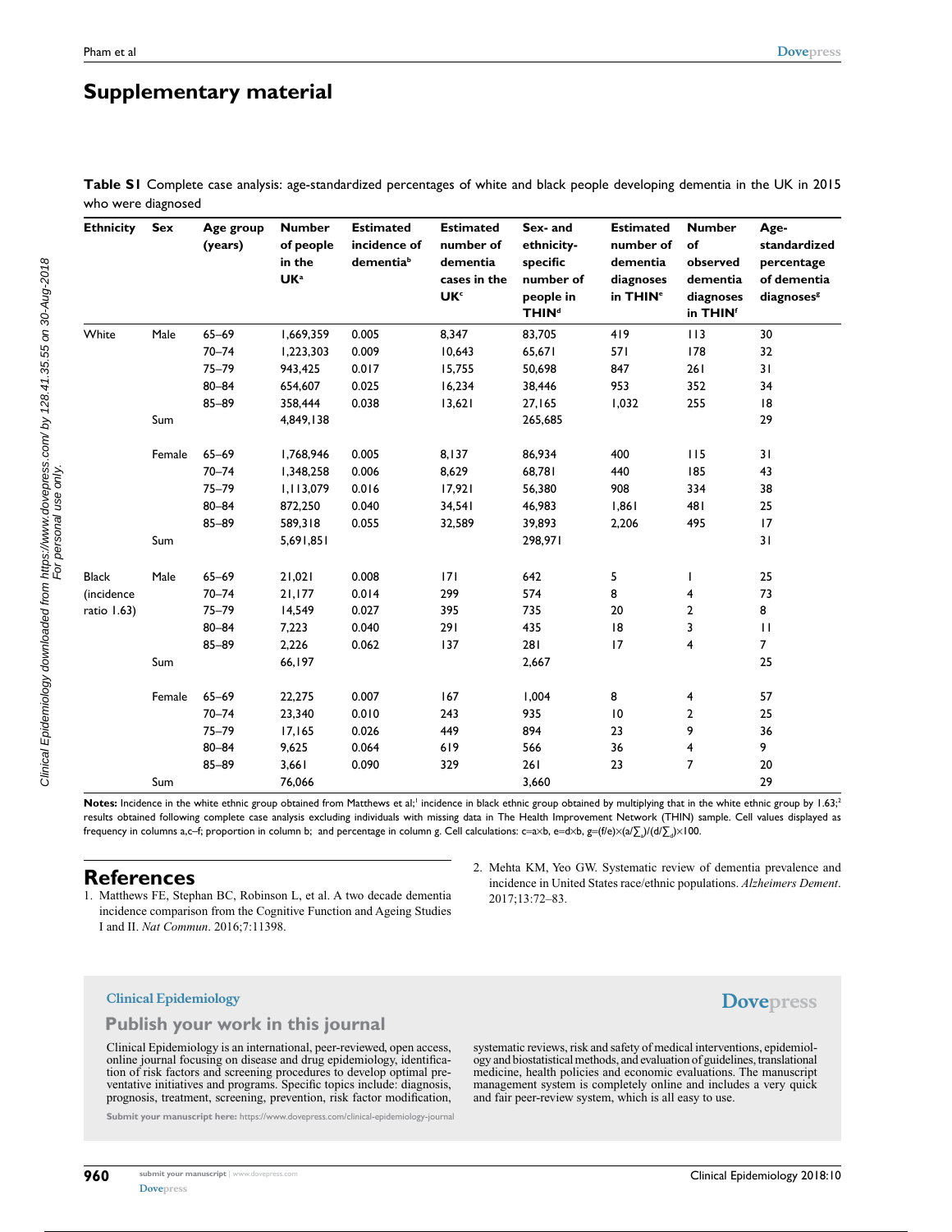# Supplementary material

**Table S1** Complete case analysis: age-standardized percentages of white and black people developing dementia in the UK in 2015 who were diagnosed

| Ethnicity | Sex | Age group (years) | Number of people in the UK[a] | Estimated incidence of dementia[b] | Estimated number of dementia cases in the UK[c] | Sex- and ethnicity-specific number of people in THIN[d] | Estimated number of dementia diagnoses in THIN[e] | Number of observed dementia diagnoses in THIN[f] | Age-standardized percentage of dementia diagnoses[g] |
|---|---|---|---|---|---|---|---|---|---|
| White | Male | 65–69 | 1,669,359 | 0.005 | 8,347 | 83,705 | 419 | 113 | 30 |
| | | 70–74 | 1,223,303 | 0.009 | 10,643 | 65,671 | 571 | 178 | 32 |
| | | 75–79 | 943,425 | 0.017 | 15,755 | 50,698 | 847 | 261 | 31 |
| | | 80–84 | 654,607 | 0.025 | 16,234 | 38,446 | 953 | 352 | 34 |
| | | 85–89 | 358,444 | 0.038 | 13,621 | 27,165 | 1,032 | 255 | 18 |
| | Sum | | 4,849,138 | | | 265,685 | | | 29 |
| | Female | 65–69 | 1,768,946 | 0.005 | 8,137 | 86,934 | 400 | 115 | 31 |
| | | 70–74 | 1,348,258 | 0.006 | 8,629 | 68,781 | 440 | 185 | 43 |
| | | 75–79 | 1,113,079 | 0.016 | 17,921 | 56,380 | 908 | 334 | 38 |
| | | 80–84 | 872,250 | 0.040 | 34,541 | 46,983 | 1,861 | 481 | 25 |
| | | 85–89 | 589,318 | 0.055 | 32,589 | 39,893 | 2,206 | 495 | 17 |
| | Sum | | 5,691,851 | | | 298,971 | | | 31 |
| Black (incidence ratio 1.63) | Male | 65–69 | 21,021 | 0.008 | 171 | 642 | 5 | 1 | 25 |
| | | 70–74 | 21,177 | 0.014 | 299 | 574 | 8 | 4 | 73 |
| | | 75–79 | 14,549 | 0.027 | 395 | 735 | 20 | 2 | 8 |
| | | 80–84 | 7,223 | 0.040 | 291 | 435 | 18 | 3 | 11 |
| | | 85–89 | 2,226 | 0.062 | 137 | 281 | 17 | 4 | 7 |
| | Sum | | 66,197 | | | 2,667 | | | 25 |
| | Female | 65–69 | 22,275 | 0.007 | 167 | 1,004 | 8 | 4 | 57 |
| | | 70–74 | 23,340 | 0.010 | 243 | 935 | 10 | 2 | 25 |
| | | 75–79 | 17,165 | 0.026 | 449 | 894 | 23 | 9 | 36 |
| | | 80–84 | 9,625 | 0.064 | 619 | 566 | 36 | 4 | 9 |
| | | 85–89 | 3,661 | 0.090 | 329 | 261 | 23 | 7 | 20 |
| | Sum | | 76,066 | | | 3,660 | | | 29 |

**Notes:** Incidence in the white ethnic group obtained from Matthews et al;[1] incidence in black ethnic group obtained by multiplying that in the white ethnic group by 1.63;[2] results obtained following complete case analysis excluding individuals with missing data in The Health Improvement Network (THIN) sample. Cell values displayed as frequency in columns a,c–f; proportion in column b; and percentage in column g. Cell calculations: c=a×b, e=d×b, $g=(f/e)\times(a/\sum_a)/(d/\sum_d)\times100$.

## References

1. Matthews FE, Stephan BC, Robinson L, et al. A two decade dementia incidence comparison from the Cognitive Function and Ageing Studies I and II. *Nat Commun*. 2016;7:11398.
2. Mehta KM, Yeo GW. Systematic review of dementia prevalence and incidence in United States race/ethnic populations. *Alzheimers Dement*. 2017;13:72–83.